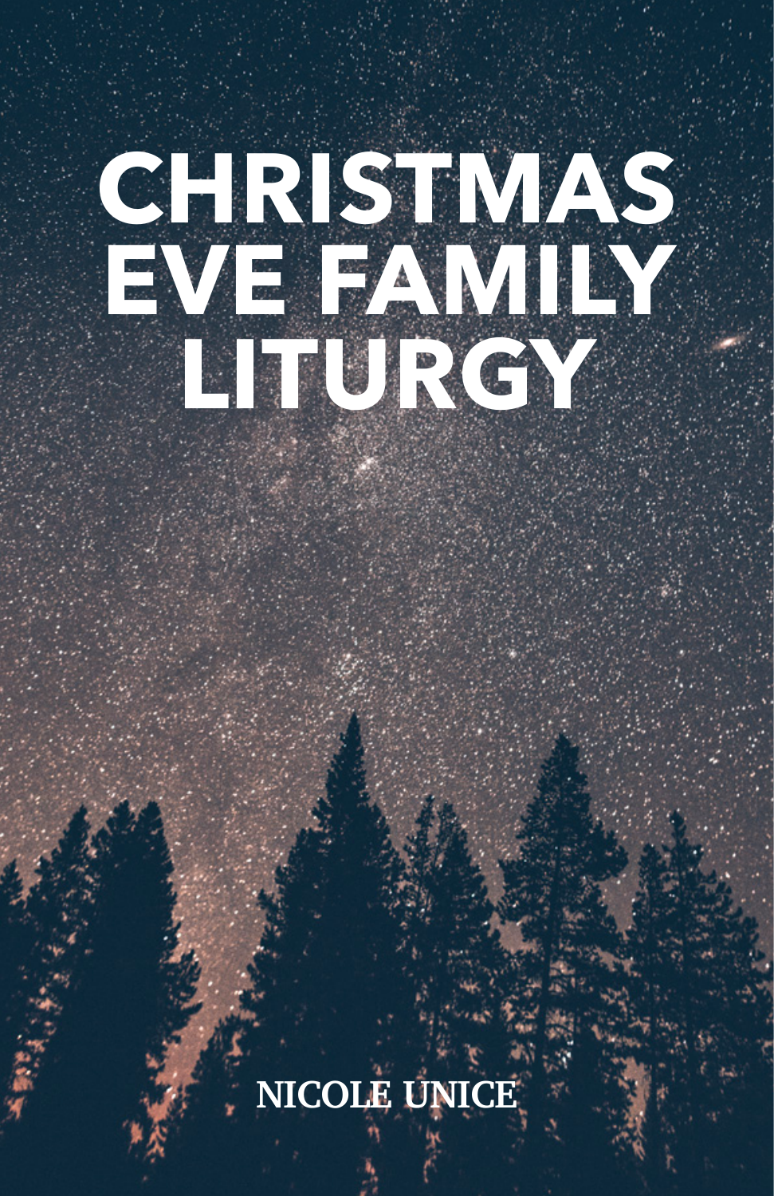# CHRISTMAS EVE FAMILY LITURGY

NICOLE UNICE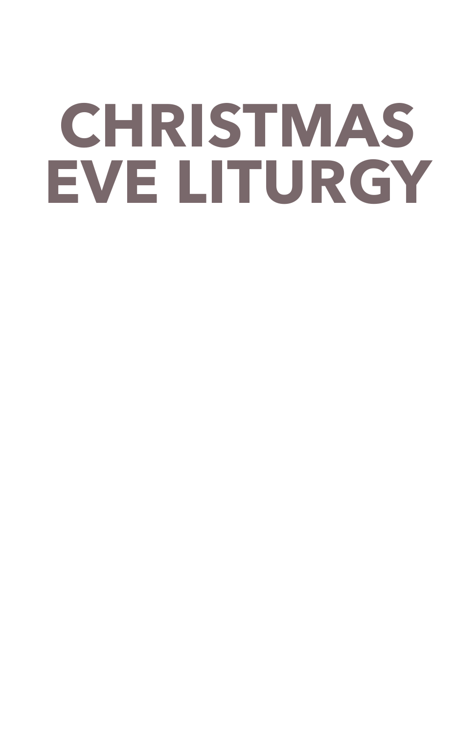# CHRISTMAS EVE LITURGY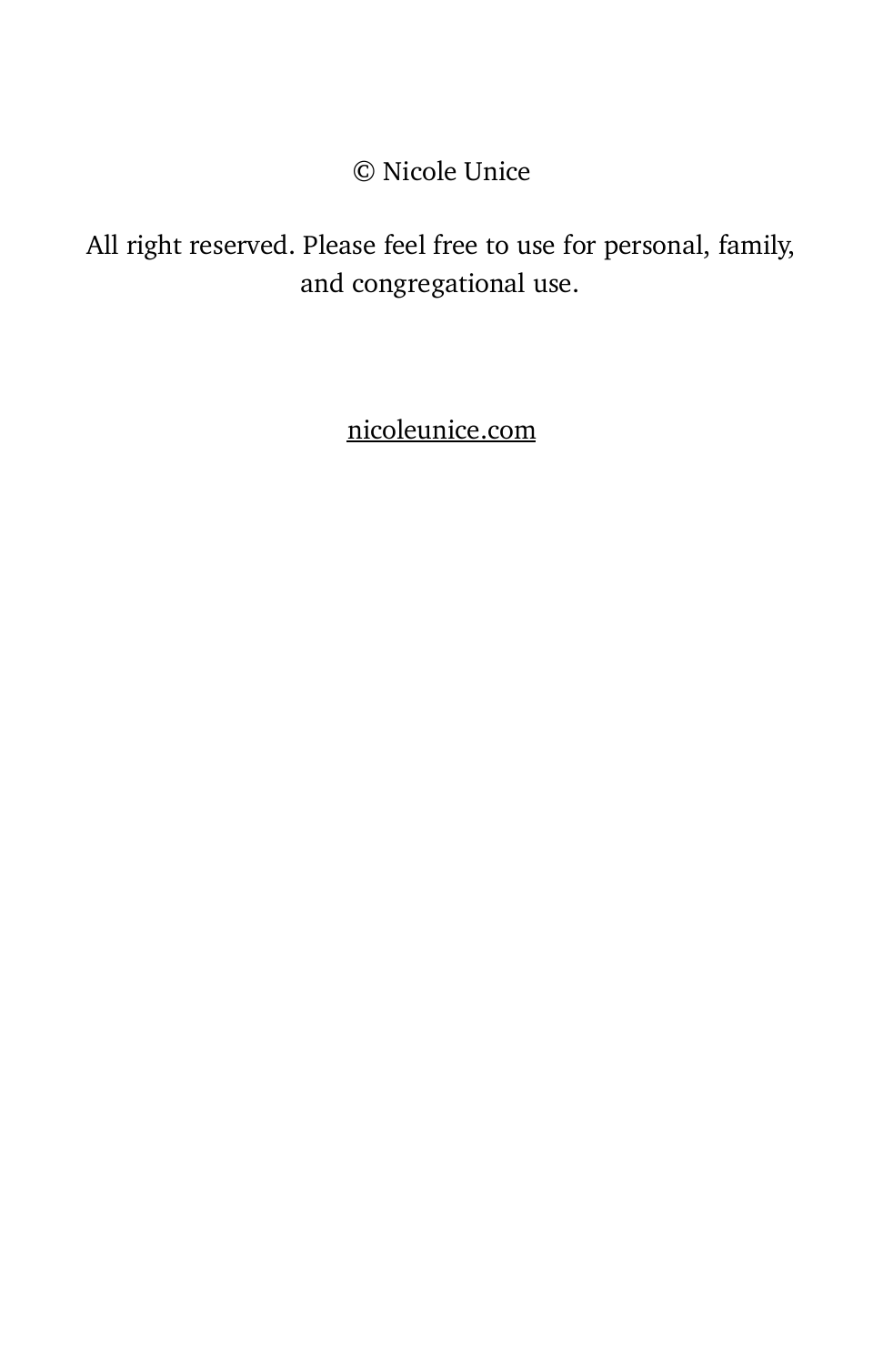© Nicole Unice

All right reserved. Please feel free to use for personal, family, and congregational use.

nicoleunice.com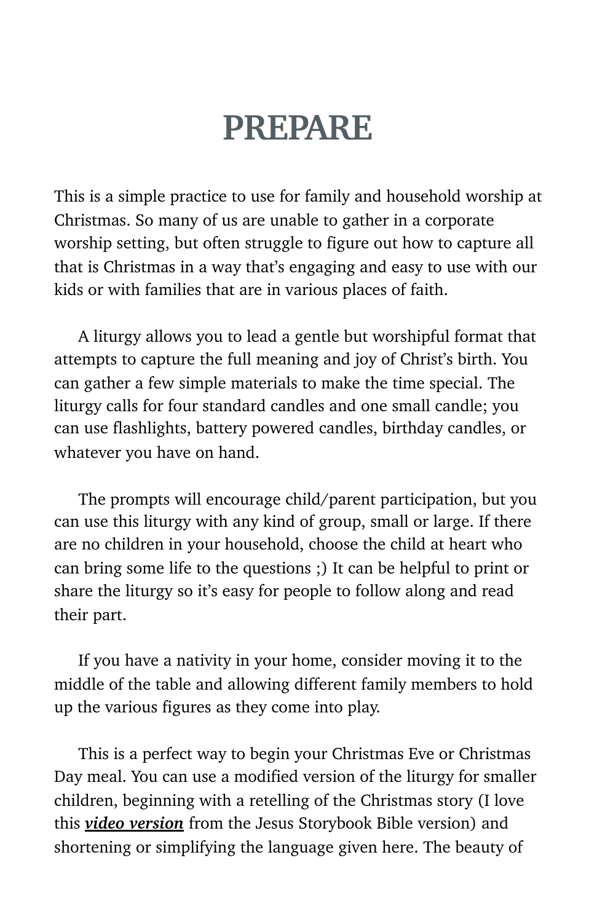# PREPARE

This is a simple practice to use for family and household worship at Christmas. So many of us are unable to gather in a corporate worship setting, but often struggle to figure out how to capture all that is Christmas in a way that's engaging and easy to use with our kids or with families that are in various places of faith.

A liturgy allows you to lead a gentle but worshipful format that attempts to capture the full meaning and joy of Christ's birth. You can gather a few simple materials to make the time special. The liturgy calls for four standard candles and one small candle; you can use flashlights, battery powered candles, birthday candles, or whatever you have on hand.

The prompts will encourage child/parent participation, but you can use this liturgy with any kind of group, small or large. If there are no children in your household, choose the child at heart who can bring some life to the questions ;) It can be helpful to print or share the liturgy so it's easy for people to follow along and read their part.

If you have a nativity in your home, consider moving it to the middle of the table and allowing different family members to hold up the various figures as they come into play.

This is a perfect way to begin your Christmas Eve or Christmas Day meal. You can use a modified version of the liturgy for smaller children, beginning with a retelling of the Christmas story (I love this ***video version*** from the Jesus Storybook Bible version) and shortening or simplifying the language given here. The beauty of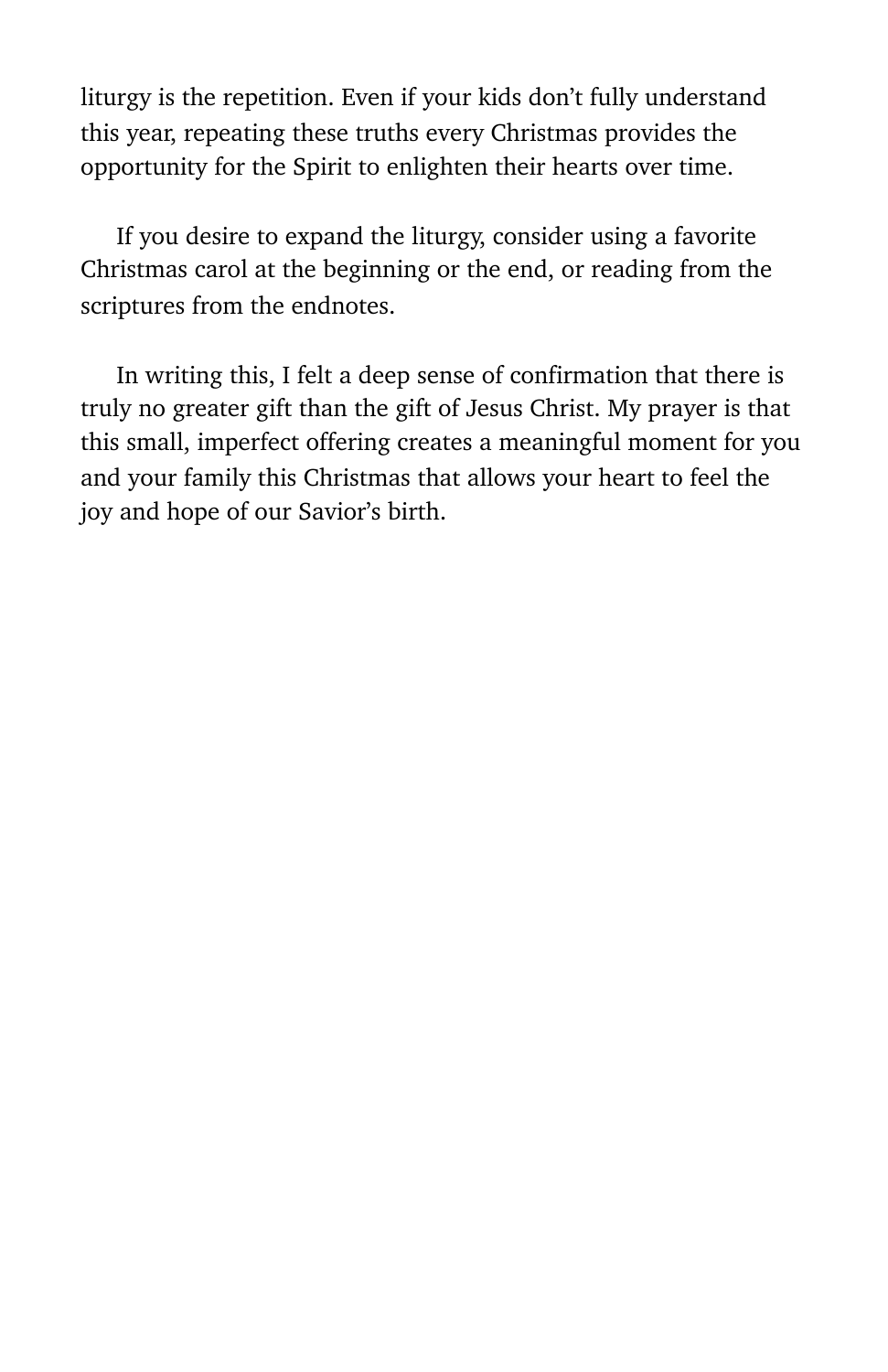liturgy is the repetition. Even if your kids don't fully understand this year, repeating these truths every Christmas provides the opportunity for the Spirit to enlighten their hearts over time.

If you desire to expand the liturgy, consider using a favorite Christmas carol at the beginning or the end, or reading from the scriptures from the endnotes.

In writing this, I felt a deep sense of confirmation that there is truly no greater gift than the gift of Jesus Christ. My prayer is that this small, imperfect offering creates a meaningful moment for you and your family this Christmas that allows your heart to feel the joy and hope of our Savior's birth.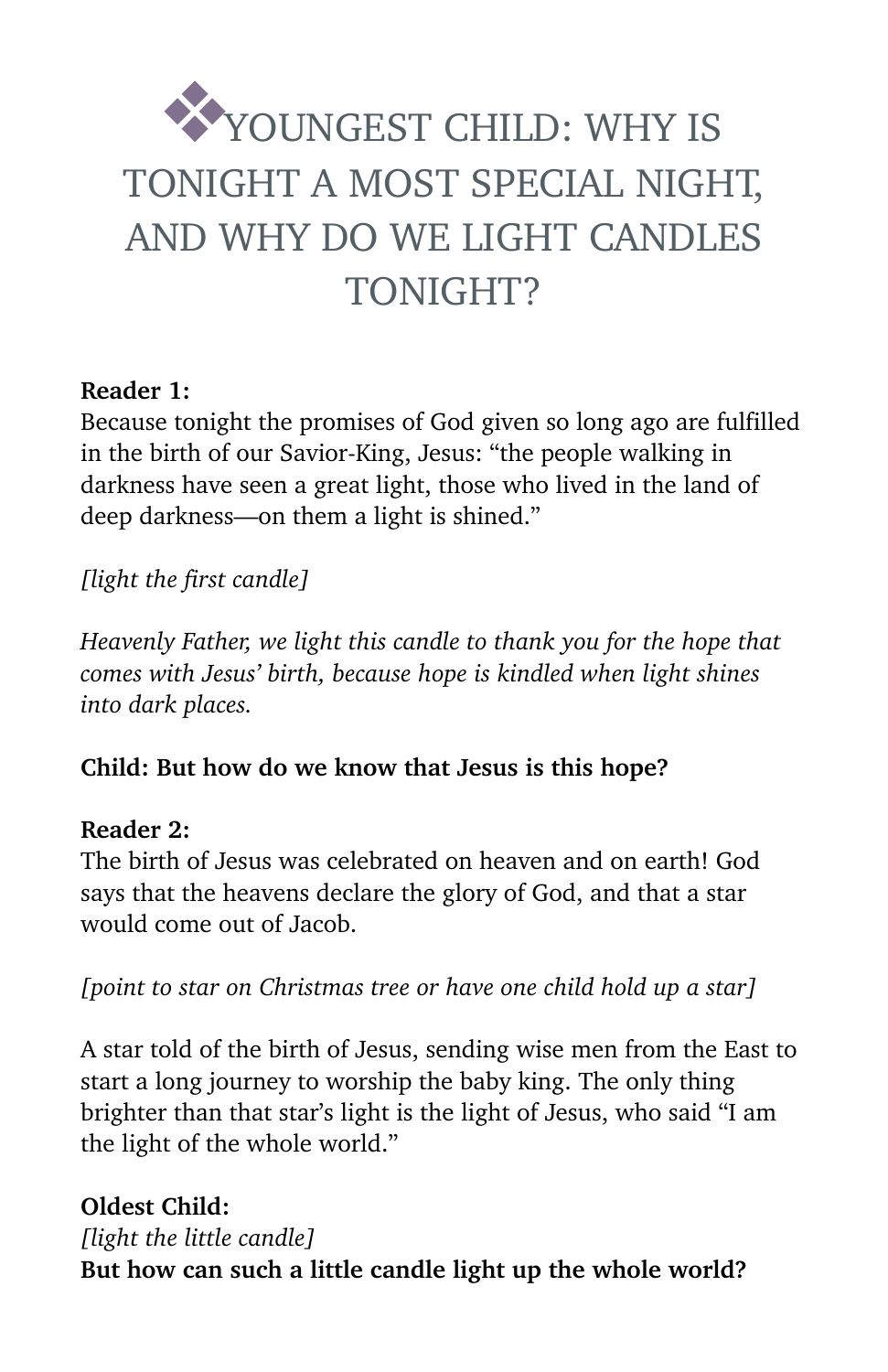# ❖YOUNGEST CHILD: WHY IS TONIGHT A MOST SPECIAL NIGHT, AND WHY DO WE LIGHT CANDLES TONIGHT?

**Reader 1:**
Because tonight the promises of God given so long ago are fulfilled in the birth of our Savior-King, Jesus: "the people walking in darkness have seen a great light, those who lived in the land of deep darkness—on them a light is shined."

*[light the first candle]*

*Heavenly Father, we light this candle to thank you for the hope that comes with Jesus' birth, because hope is kindled when light shines into dark places.*

**Child: But how do we know that Jesus is this hope?**

**Reader 2:**
The birth of Jesus was celebrated on heaven and on earth! God says that the heavens declare the glory of God, and that a star would come out of Jacob.

*[point to star on Christmas tree or have one child hold up a star]*

A star told of the birth of Jesus, sending wise men from the East to start a long journey to worship the baby king. The only thing brighter than that star's light is the light of Jesus, who said "I am the light of the whole world."

**Oldest Child:**
*[light the little candle]*
**But how can such a little candle light up the whole world?**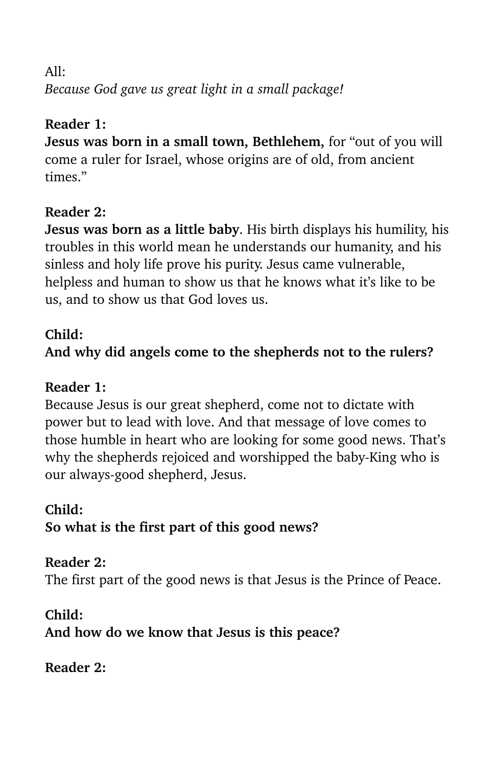All:

*Because God gave us great light in a small package!*

**Reader 1:**

**Jesus was born in a small town, Bethlehem,** for "out of you will come a ruler for Israel, whose origins are of old, from ancient times."

**Reader 2:**

**Jesus was born as a little baby**. His birth displays his humility, his troubles in this world mean he understands our humanity, and his sinless and holy life prove his purity. Jesus came vulnerable, helpless and human to show us that he knows what it's like to be us, and to show us that God loves us.

**Child:**

**And why did angels come to the shepherds not to the rulers?**

**Reader 1:**

Because Jesus is our great shepherd, come not to dictate with power but to lead with love. And that message of love comes to those humble in heart who are looking for some good news. That's why the shepherds rejoiced and worshipped the baby-King who is our always-good shepherd, Jesus.

**Child:**

**So what is the first part of this good news?**

**Reader 2:**

The first part of the good news is that Jesus is the Prince of Peace.

**Child:**

**And how do we know that Jesus is this peace?**

**Reader 2:**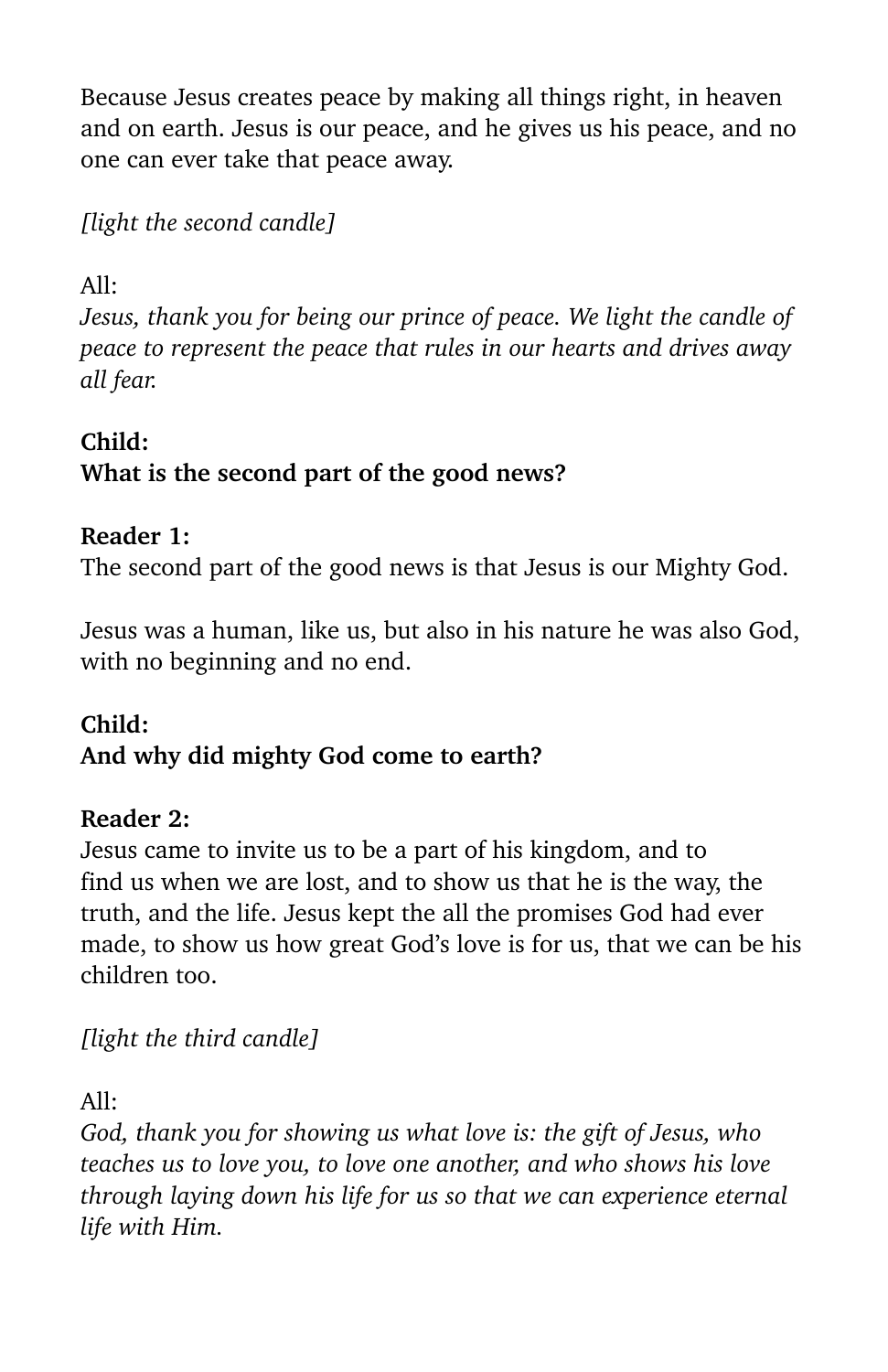Because Jesus creates peace by making all things right, in heaven and on earth. Jesus is our peace, and he gives us his peace, and no one can ever take that peace away.

*[light the second candle]*

All:
*Jesus, thank you for being our prince of peace. We light the candle of peace to represent the peace that rules in our hearts and drives away all fear.*

**Child:**
**What is the second part of the good news?**

**Reader 1:**
The second part of the good news is that Jesus is our Mighty God.

Jesus was a human, like us, but also in his nature he was also God, with no beginning and no end.

**Child:**
**And why did mighty God come to earth?**

**Reader 2:**
Jesus came to invite us to be a part of his kingdom, and to find us when we are lost, and to show us that he is the way, the truth, and the life. Jesus kept the all the promises God had ever made, to show us how great God's love is for us, that we can be his children too.

*[light the third candle]*

All:
*God, thank you for showing us what love is: the gift of Jesus, who teaches us to love you, to love one another, and who shows his love through laying down his life for us so that we can experience eternal life with Him.*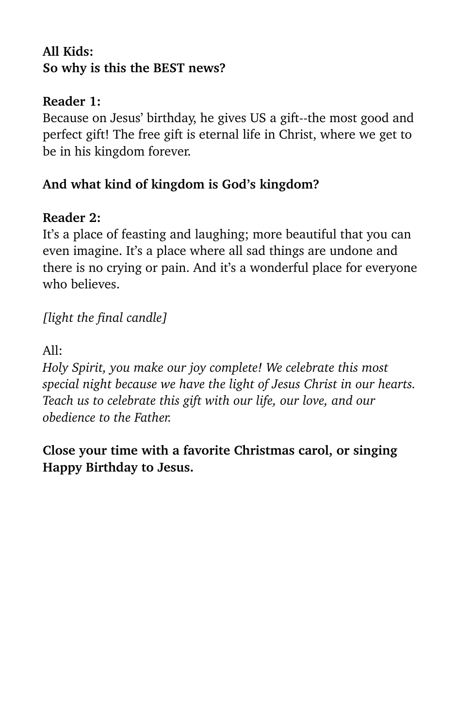**All Kids:**
**So why is this the BEST news?**

**Reader 1:**
Because on Jesus' birthday, he gives US a gift--the most good and perfect gift! The free gift is eternal life in Christ, where we get to be in his kingdom forever.

**And what kind of kingdom is God's kingdom?**

**Reader 2:**
It's a place of feasting and laughing; more beautiful that you can even imagine. It's a place where all sad things are undone and there is no crying or pain. And it's a wonderful place for everyone who believes.

*[light the final candle]*

All:
*Holy Spirit, you make our joy complete! We celebrate this most special night because we have the light of Jesus Christ in our hearts. Teach us to celebrate this gift with our life, our love, and our obedience to the Father.*

**Close your time with a favorite Christmas carol, or singing Happy Birthday to Jesus.**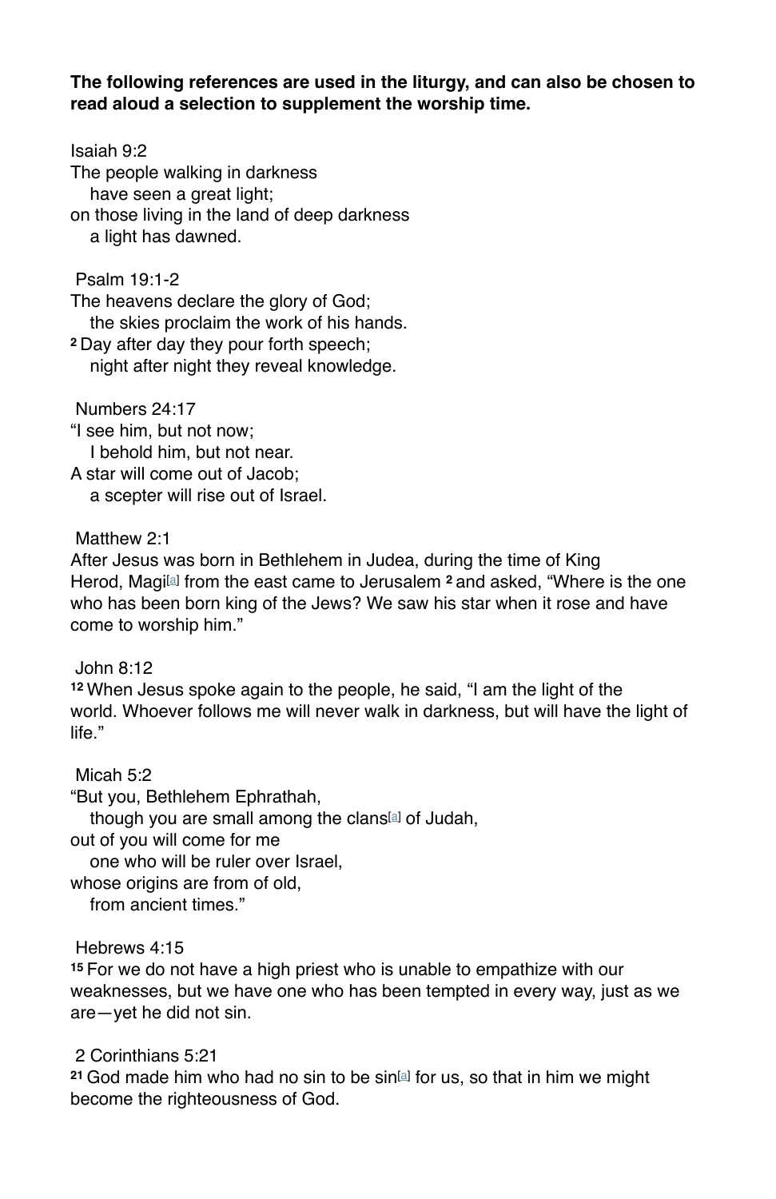**The following references are used in the liturgy, and can also be chosen to read aloud a selection to supplement the worship time.**

Isaiah 9:2
The people walking in darkness
have seen a great light;
on those living in the land of deep darkness
a light has dawned.

Psalm 19:1-2
The heavens declare the glory of God;
the skies proclaim the work of his hands.
**2** Day after day they pour forth speech;
night after night they reveal knowledge.

Numbers 24:17
“I see him, but not now;
I behold him, but not near.
A star will come out of Jacob;
a scepter will rise out of Israel.

Matthew 2:1
After Jesus was born in Bethlehem in Judea, during the time of King Herod, Magi[a] from the east came to Jerusalem **2** and asked, “Where is the one who has been born king of the Jews? We saw his star when it rose and have come to worship him.”

John 8:12
**12** When Jesus spoke again to the people, he said, “I am the light of the world. Whoever follows me will never walk in darkness, but will have the light of life.”

Micah 5:2
“But you, Bethlehem Ephrathah,
though you are small among the clans[a] of Judah,
out of you will come for me
one who will be ruler over Israel,
whose origins are from of old,
from ancient times.”

Hebrews 4:15
**15** For we do not have a high priest who is unable to empathize with our weaknesses, but we have one who has been tempted in every way, just as we are—yet he did not sin.

2 Corinthians 5:21
**21** God made him who had no sin to be sin[a] for us, so that in him we might become the righteousness of God.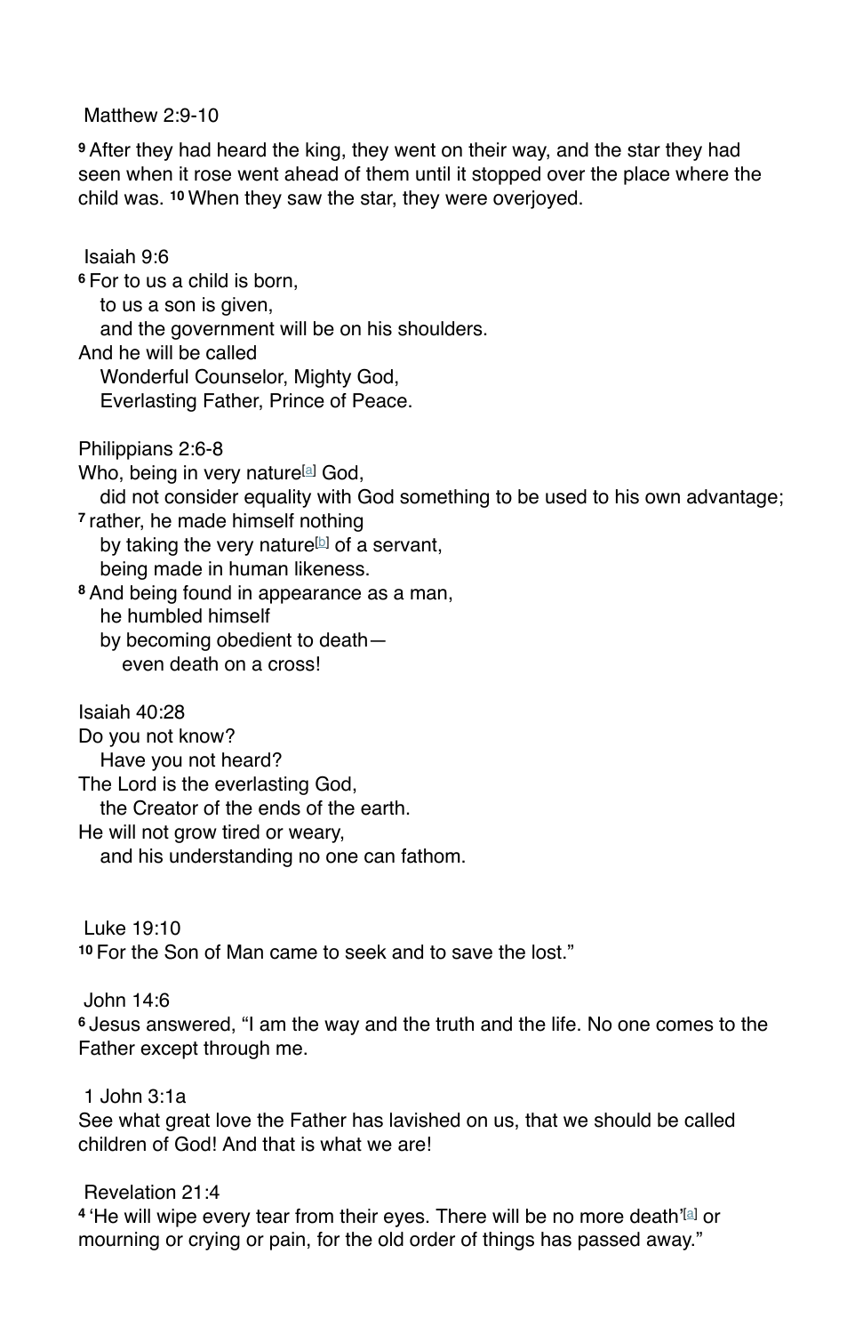Matthew 2:9-10

9 After they had heard the king, they went on their way, and the star they had seen when it rose went ahead of them until it stopped over the place where the child was. 10 When they saw the star, they were overjoyed.

Isaiah 9:6

6 For to us a child is born,
  to us a son is given,
  and the government will be on his shoulders.
And he will be called
  Wonderful Counselor, Mighty God,
  Everlasting Father, Prince of Peace.

Philippians 2:6-8

Who, being in very nature[a] God,
  did not consider equality with God something to be used to his own advantage;
7 rather, he made himself nothing
  by taking the very nature[b] of a servant,
  being made in human likeness.
8 And being found in appearance as a man,
  he humbled himself
  by becoming obedient to death—
    even death on a cross!

Isaiah 40:28

Do you not know?
  Have you not heard?
The Lord is the everlasting God,
  the Creator of the ends of the earth.
He will not grow tired or weary,
  and his understanding no one can fathom.

Luke 19:10

10 For the Son of Man came to seek and to save the lost."

John 14:6

6 Jesus answered, "I am the way and the truth and the life. No one comes to the Father except through me.

1 John 3:1a

See what great love the Father has lavished on us, that we should be called children of God! And that is what we are!

Revelation 21:4

4 'He will wipe every tear from their eyes. There will be no more death'[a] or mourning or crying or pain, for the old order of things has passed away."